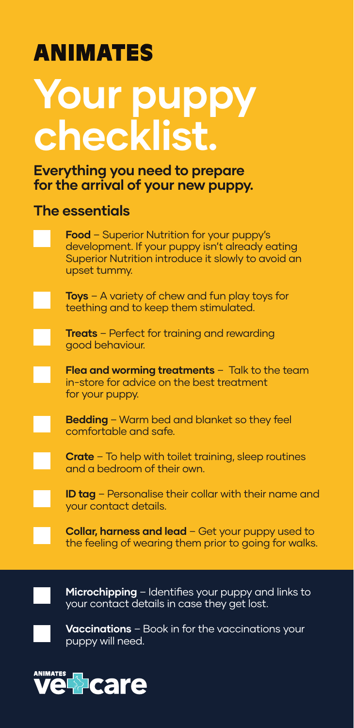**ANIMATES**

# Your puppy checklist.

**Everything you need to prepare for the arrival of your new puppy.**

## The essentials

- [ ] **Food** – Superior Nutrition for your puppy's development. If your puppy isn't already eating Superior Nutrition introduce it slowly to avoid an upset tummy.
- [ ] **Toys** – A variety of chew and fun play toys for teething and to keep them stimulated.
- [ ] **Treats** – Perfect for training and rewarding good behaviour.
- [ ] **Flea and worming treatments** – Talk to the team in-store for advice on the best treatment for your puppy.
- [ ] **Bedding** – Warm bed and blanket so they feel comfortable and safe.
- [ ] **Crate** – To help with toilet training, sleep routines and a bedroom of their own.
- [ ] **ID tag** – Personalise their collar with their name and your contact details.
- [ ] **Collar, harness and lead** – Get your puppy used to the feeling of wearing them prior to going for walks.

- [ ] **Microchipping** – Identifies your puppy and links to your contact details in case they get lost.
- [ ] **Vaccinations** – Book in for the vaccinations your puppy will need.

ANIMATES vetcare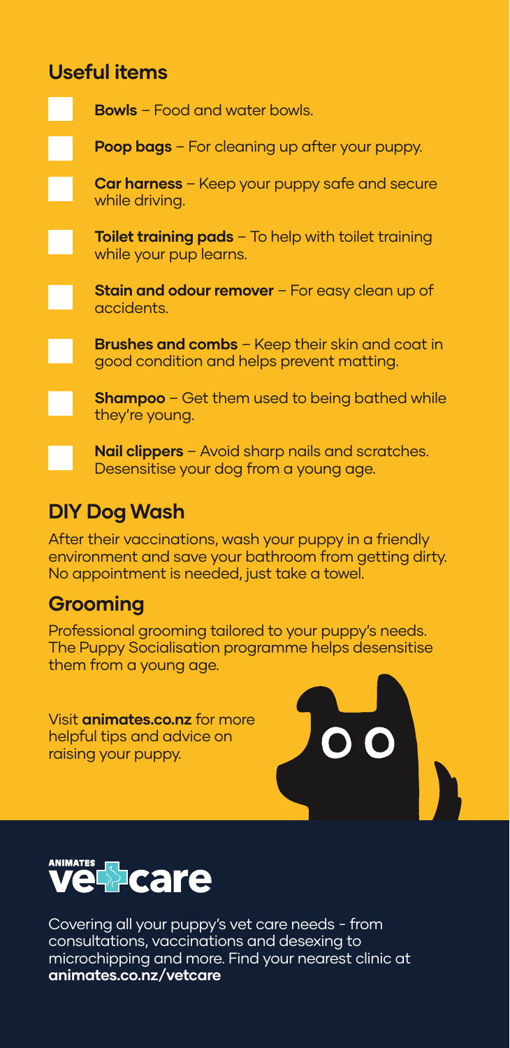## Useful items

- [ ] **Bowls** – Food and water bowls.
- [ ] **Poop bags** – For cleaning up after your puppy.
- [ ] **Car harness** – Keep your puppy safe and secure while driving.
- [ ] **Toilet training pads** – To help with toilet training while your pup learns.
- [ ] **Stain and odour remover** – For easy clean up of accidents.
- [ ] **Brushes and combs** – Keep their skin and coat in good condition and helps prevent matting.
- [ ] **Shampoo** – Get them used to being bathed while they're young.
- [ ] **Nail clippers** – Avoid sharp nails and scratches. Desensitise your dog from a young age.

## DIY Dog Wash

After their vaccinations, wash your puppy in a friendly environment and save your bathroom from getting dirty. No appointment is needed, just take a towel.

## Grooming

Professional grooming tailored to your puppy's needs. The Puppy Socialisation programme helps desensitise them from a young age.

Visit **animates.co.nz** for more helpful tips and advice on raising your puppy.

ANIMATES vetcare

Covering all your puppy's vet care needs - from consultations, vaccinations and desexing to microchipping and more. Find your nearest clinic at **animates.co.nz/vetcare**